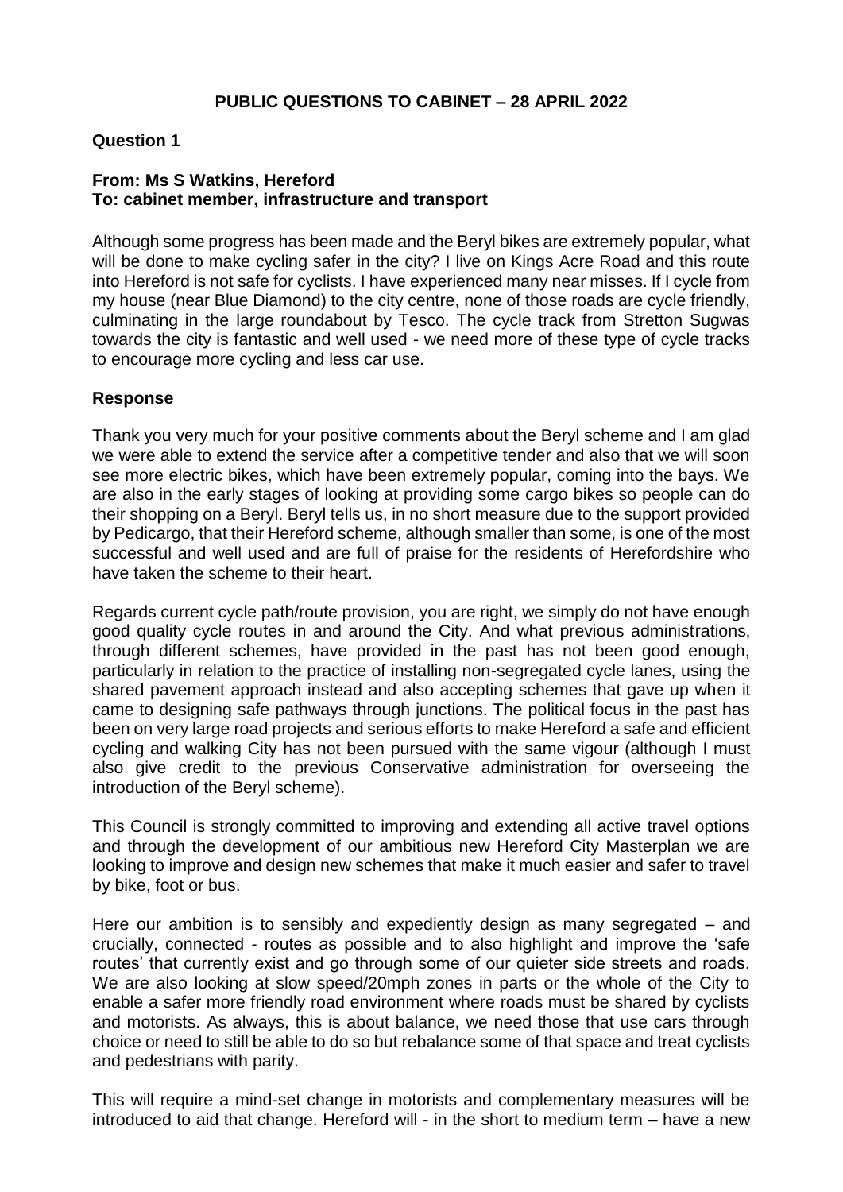# PUBLIC QUESTIONS TO CABINET – 28 APRIL 2022

## Question 1

**From: Ms S Watkins, Hereford**
**To: cabinet member, infrastructure and transport**

Although some progress has been made and the Beryl bikes are extremely popular, what will be done to make cycling safer in the city? I live on Kings Acre Road and this route into Hereford is not safe for cyclists. I have experienced many near misses. If I cycle from my house (near Blue Diamond) to the city centre, none of those roads are cycle friendly, culminating in the large roundabout by Tesco. The cycle track from Stretton Sugwas towards the city is fantastic and well used - we need more of these type of cycle tracks to encourage more cycling and less car use.

### Response

Thank you very much for your positive comments about the Beryl scheme and I am glad we were able to extend the service after a competitive tender and also that we will soon see more electric bikes, which have been extremely popular, coming into the bays. We are also in the early stages of looking at providing some cargo bikes so people can do their shopping on a Beryl. Beryl tells us, in no short measure due to the support provided by Pedicargo, that their Hereford scheme, although smaller than some, is one of the most successful and well used and are full of praise for the residents of Herefordshire who have taken the scheme to their heart.

Regards current cycle path/route provision, you are right, we simply do not have enough good quality cycle routes in and around the City. And what previous administrations, through different schemes, have provided in the past has not been good enough, particularly in relation to the practice of installing non-segregated cycle lanes, using the shared pavement approach instead and also accepting schemes that gave up when it came to designing safe pathways through junctions. The political focus in the past has been on very large road projects and serious efforts to make Hereford a safe and efficient cycling and walking City has not been pursued with the same vigour (although I must also give credit to the previous Conservative administration for overseeing the introduction of the Beryl scheme).

This Council is strongly committed to improving and extending all active travel options and through the development of our ambitious new Hereford City Masterplan we are looking to improve and design new schemes that make it much easier and safer to travel by bike, foot or bus.

Here our ambition is to sensibly and expediently design as many segregated – and crucially, connected - routes as possible and to also highlight and improve the 'safe routes' that currently exist and go through some of our quieter side streets and roads. We are also looking at slow speed/20mph zones in parts or the whole of the City to enable a safer more friendly road environment where roads must be shared by cyclists and motorists. As always, this is about balance, we need those that use cars through choice or need to still be able to do so but rebalance some of that space and treat cyclists and pedestrians with parity.

This will require a mind-set change in motorists and complementary measures will be introduced to aid that change. Hereford will - in the short to medium term – have a new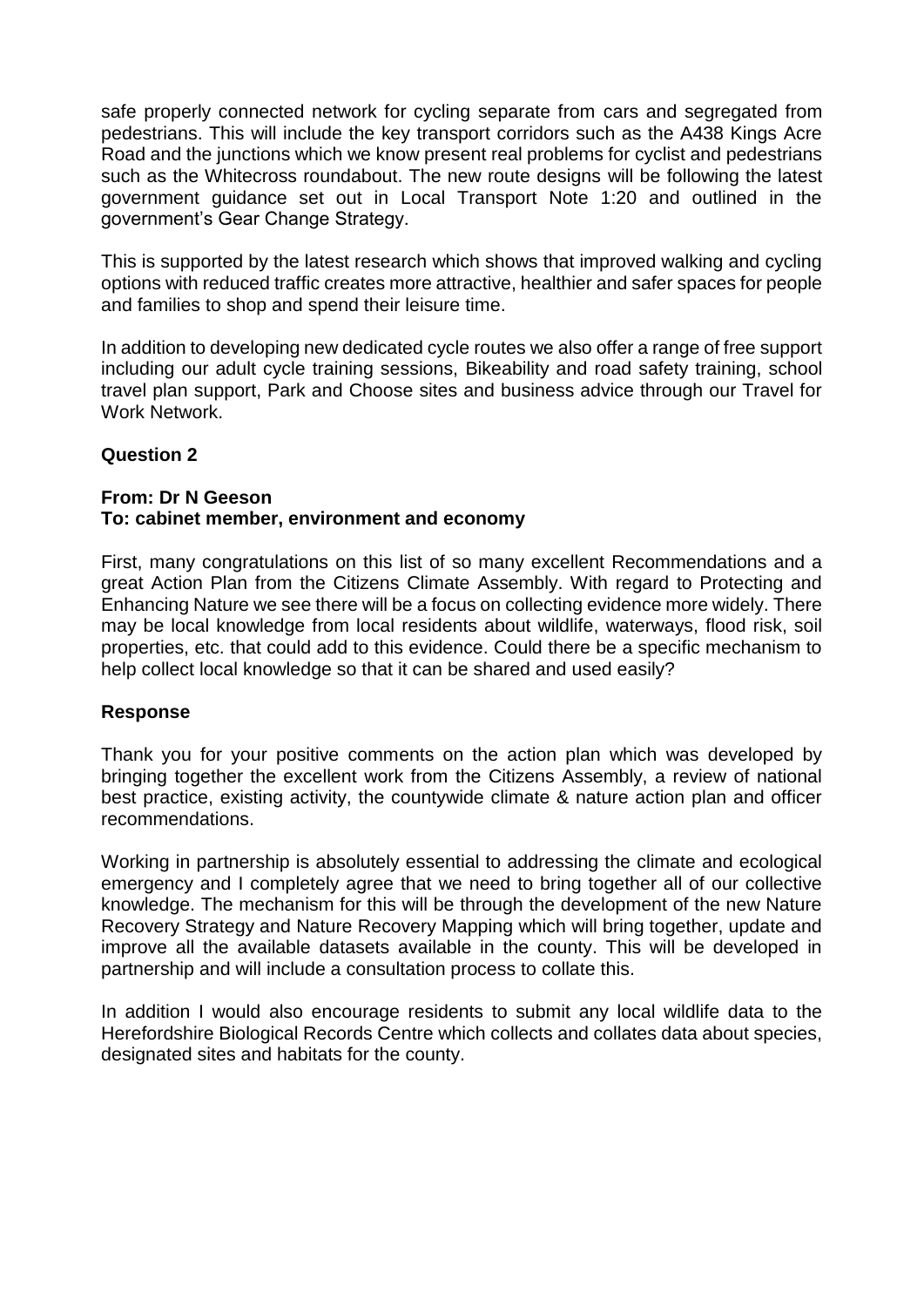safe properly connected network for cycling separate from cars and segregated from pedestrians. This will include the key transport corridors such as the A438 Kings Acre Road and the junctions which we know present real problems for cyclist and pedestrians such as the Whitecross roundabout. The new route designs will be following the latest government guidance set out in Local Transport Note 1:20 and outlined in the government's Gear Change Strategy.

This is supported by the latest research which shows that improved walking and cycling options with reduced traffic creates more attractive, healthier and safer spaces for people and families to shop and spend their leisure time.

In addition to developing new dedicated cycle routes we also offer a range of free support including our adult cycle training sessions, Bikeability and road safety training, school travel plan support, Park and Choose sites and business advice through our Travel for Work Network.

**Question 2**

**From: Dr N Geeson**
**To: cabinet member, environment and economy**

First, many congratulations on this list of so many excellent Recommendations and a great Action Plan from the Citizens Climate Assembly. With regard to Protecting and Enhancing Nature we see there will be a focus on collecting evidence more widely. There may be local knowledge from local residents about wildlife, waterways, flood risk, soil properties, etc. that could add to this evidence. Could there be a specific mechanism to help collect local knowledge so that it can be shared and used easily?

**Response**

Thank you for your positive comments on the action plan which was developed by bringing together the excellent work from the Citizens Assembly, a review of national best practice, existing activity, the countywide climate & nature action plan and officer recommendations.

Working in partnership is absolutely essential to addressing the climate and ecological emergency and I completely agree that we need to bring together all of our collective knowledge. The mechanism for this will be through the development of the new Nature Recovery Strategy and Nature Recovery Mapping which will bring together, update and improve all the available datasets available in the county. This will be developed in partnership and will include a consultation process to collate this.

In addition I would also encourage residents to submit any local wildlife data to the Herefordshire Biological Records Centre which collects and collates data about species, designated sites and habitats for the county.